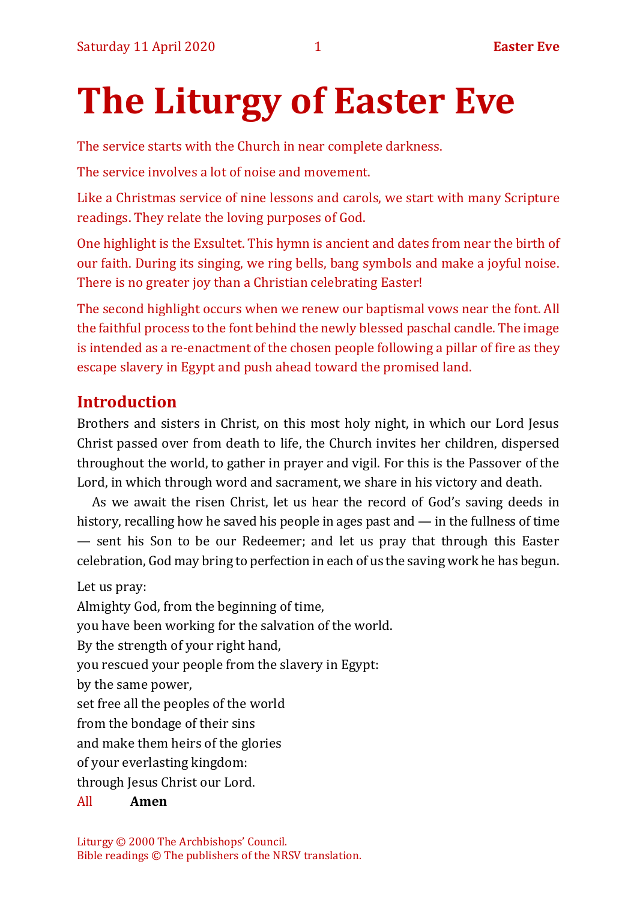# The Liturgy of Easter Eve

The service starts with the Church in near complete darkness.

The service involves a lot of noise and movement.

Like a Christmas service of nine lessons and carols, we start with many Scripture readings. They relate the loving purposes of God.

One highlight is the Exsultet. This hymn is ancient and dates from near the birth of our faith. During its singing, we ring bells, bang symbols and make a joyful noise. There is no greater joy than a Christian celebrating Easter!

The second highlight occurs when we renew our baptismal vows near the font. All the faithful process to the font behind the newly blessed paschal candle. The image is intended as a re-enactment of the chosen people following a pillar of fire as they escape slavery in Egypt and push ahead toward the promised land.

## Introduction

Brothers and sisters in Christ, on this most holy night, in which our Lord Jesus Christ passed over from death to life, the Church invites her children, dispersed throughout the world, to gather in prayer and vigil. For this is the Passover of the Lord, in which through word and sacrament, we share in his victory and death.

As we await the risen Christ, let us hear the record of God's saving deeds in history, recalling how he saved his people in ages past and — in the fullness of time — sent his Son to be our Redeemer; and let us pray that through this Easter celebration, God may bring to perfection in each of us the saving work he has begun.

Let us pray:
Almighty God, from the beginning of time,
you have been working for the salvation of the world.
By the strength of your right hand,
you rescued your people from the slavery in Egypt:
by the same power,
set free all the peoples of the world
from the bondage of their sins
and make them heirs of the glories
of your everlasting kingdom:
through Jesus Christ our Lord.

All **Amen**

Liturgy © 2000 The Archbishops' Council.
Bible readings © The publishers of the NRSV translation.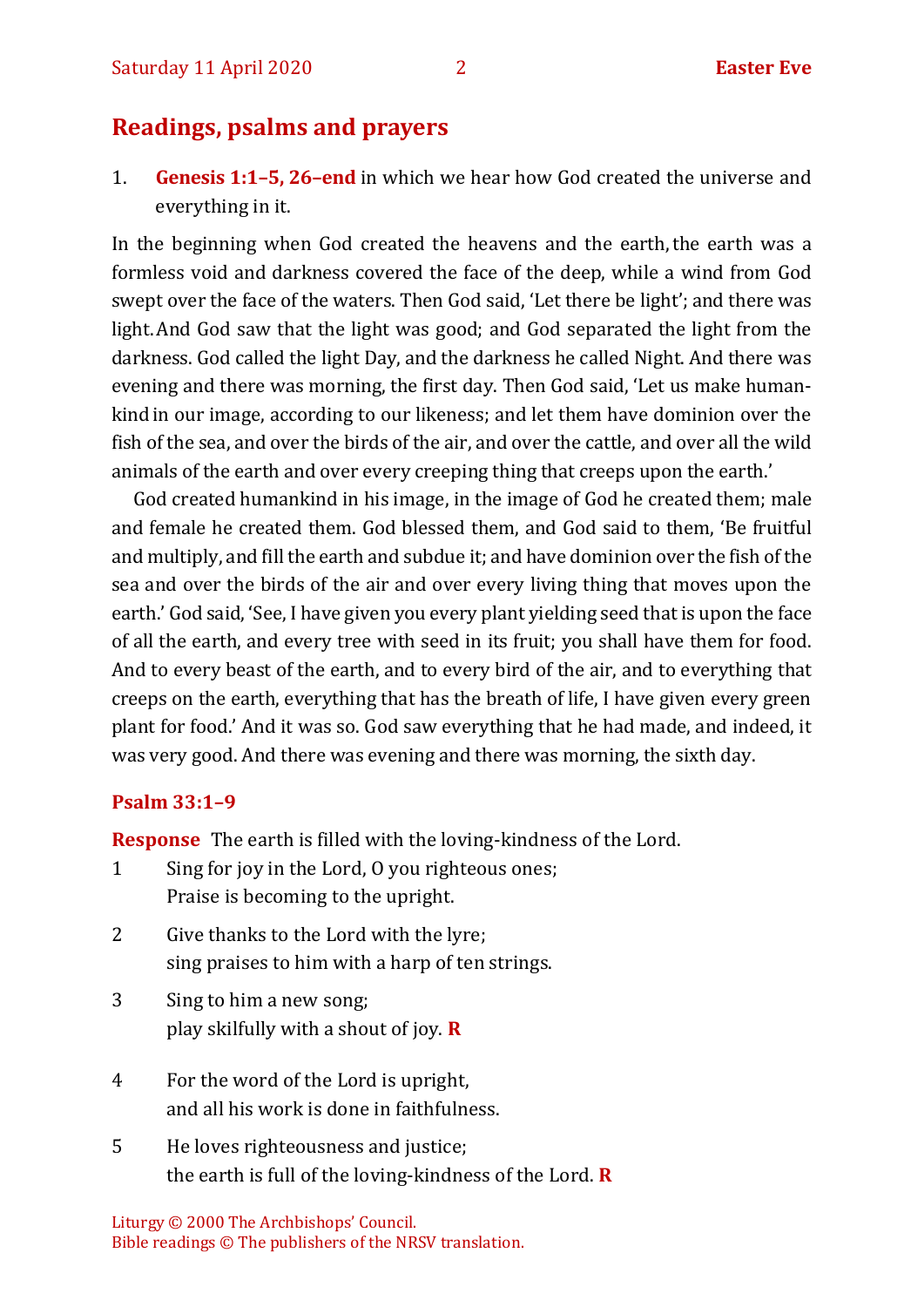## Readings, psalms and prayers

1. **Genesis 1:1–5, 26–end** in which we hear how God created the universe and everything in it.

In the beginning when God created the heavens and the earth, the earth was a formless void and darkness covered the face of the deep, while a wind from God swept over the face of the waters. Then God said, 'Let there be light'; and there was light. And God saw that the light was good; and God separated the light from the darkness. God called the light Day, and the darkness he called Night. And there was evening and there was morning, the first day. Then God said, 'Let us make humankind in our image, according to our likeness; and let them have dominion over the fish of the sea, and over the birds of the air, and over the cattle, and over all the wild animals of the earth and over every creeping thing that creeps upon the earth.'

God created humankind in his image, in the image of God he created them; male and female he created them. God blessed them, and God said to them, 'Be fruitful and multiply, and fill the earth and subdue it; and have dominion over the fish of the sea and over the birds of the air and over every living thing that moves upon the earth.' God said, 'See, I have given you every plant yielding seed that is upon the face of all the earth, and every tree with seed in its fruit; you shall have them for food. And to every beast of the earth, and to every bird of the air, and to everything that creeps on the earth, everything that has the breath of life, I have given every green plant for food.' And it was so. God saw everything that he had made, and indeed, it was very good. And there was evening and there was morning, the sixth day.

### Psalm 33:1–9

**Response** The earth is filled with the loving-kindness of the Lord.

1 Sing for joy in the Lord, O you righteous ones;
Praise is becoming to the upright.

2 Give thanks to the Lord with the lyre;
sing praises to him with a harp of ten strings.

3 Sing to him a new song;
play skilfully with a shout of joy. **R**

4 For the word of the Lord is upright,
and all his work is done in faithfulness.

5 He loves righteousness and justice;
the earth is full of the loving-kindness of the Lord. **R**

Liturgy © 2000 The Archbishops' Council.
Bible readings © The publishers of the NRSV translation.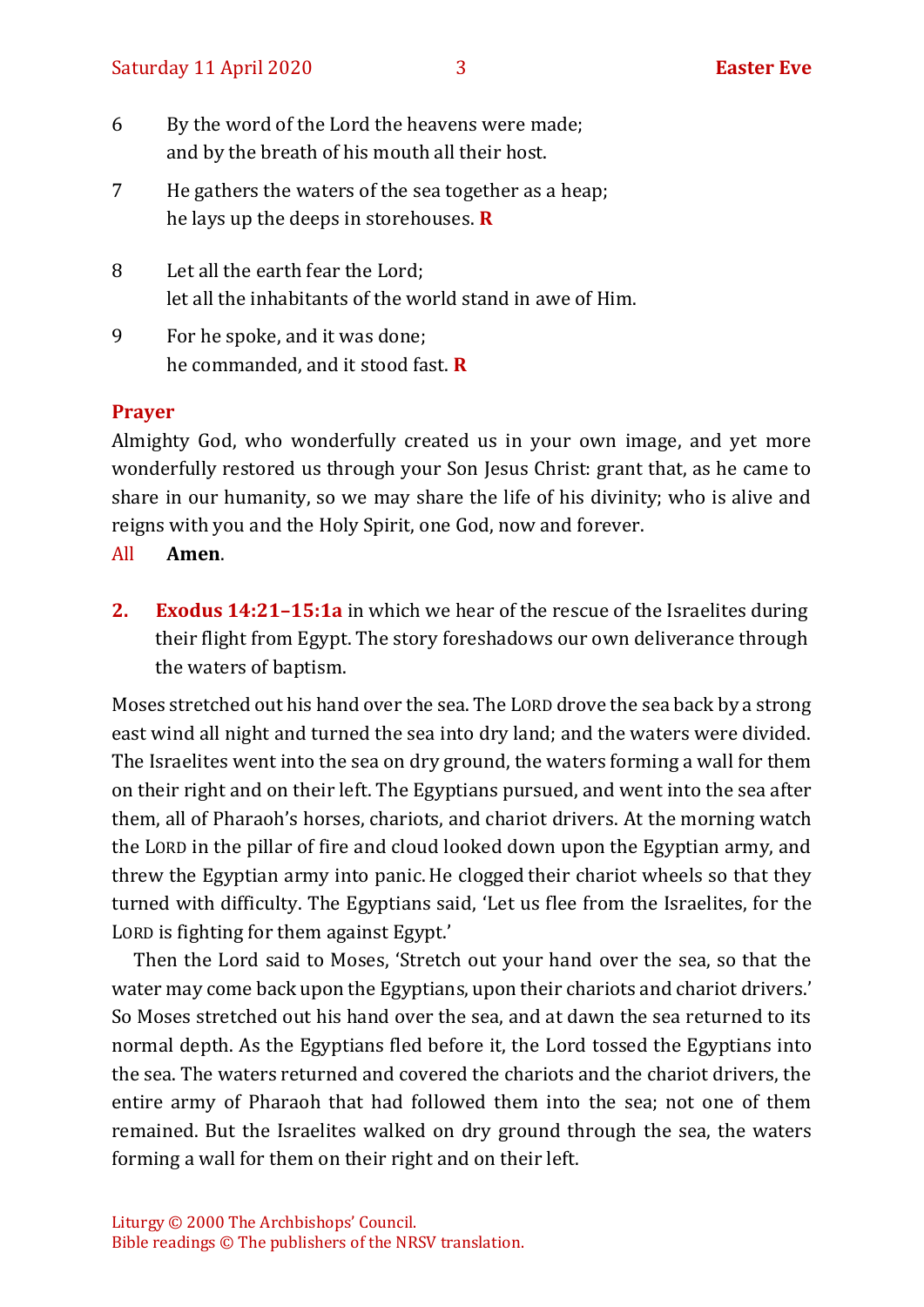6 By the word of the Lord the heavens were made;
and by the breath of his mouth all their host.

7 He gathers the waters of the sea together as a heap;
he lays up the deeps in storehouses. **R**

8 Let all the earth fear the Lord;
let all the inhabitants of the world stand in awe of Him.

9 For he spoke, and it was done;
he commanded, and it stood fast. **R**

**Prayer**

Almighty God, who wonderfully created us in your own image, and yet more wonderfully restored us through your Son Jesus Christ: grant that, as he came to share in our humanity, so we may share the life of his divinity; who is alive and reigns with you and the Holy Spirit, one God, now and forever.

All **Amen**.

**2. Exodus 14:21–15:1a** in which we hear of the rescue of the Israelites during their flight from Egypt. The story foreshadows our own deliverance through the waters of baptism.

Moses stretched out his hand over the sea. The LORD drove the sea back by a strong east wind all night and turned the sea into dry land; and the waters were divided. The Israelites went into the sea on dry ground, the waters forming a wall for them on their right and on their left. The Egyptians pursued, and went into the sea after them, all of Pharaoh's horses, chariots, and chariot drivers. At the morning watch the LORD in the pillar of fire and cloud looked down upon the Egyptian army, and threw the Egyptian army into panic. He clogged their chariot wheels so that they turned with difficulty. The Egyptians said, 'Let us flee from the Israelites, for the LORD is fighting for them against Egypt.'

Then the Lord said to Moses, 'Stretch out your hand over the sea, so that the water may come back upon the Egyptians, upon their chariots and chariot drivers.' So Moses stretched out his hand over the sea, and at dawn the sea returned to its normal depth. As the Egyptians fled before it, the Lord tossed the Egyptians into the sea. The waters returned and covered the chariots and the chariot drivers, the entire army of Pharaoh that had followed them into the sea; not one of them remained. But the Israelites walked on dry ground through the sea, the waters forming a wall for them on their right and on their left.

Liturgy © 2000 The Archbishops' Council.
Bible readings © The publishers of the NRSV translation.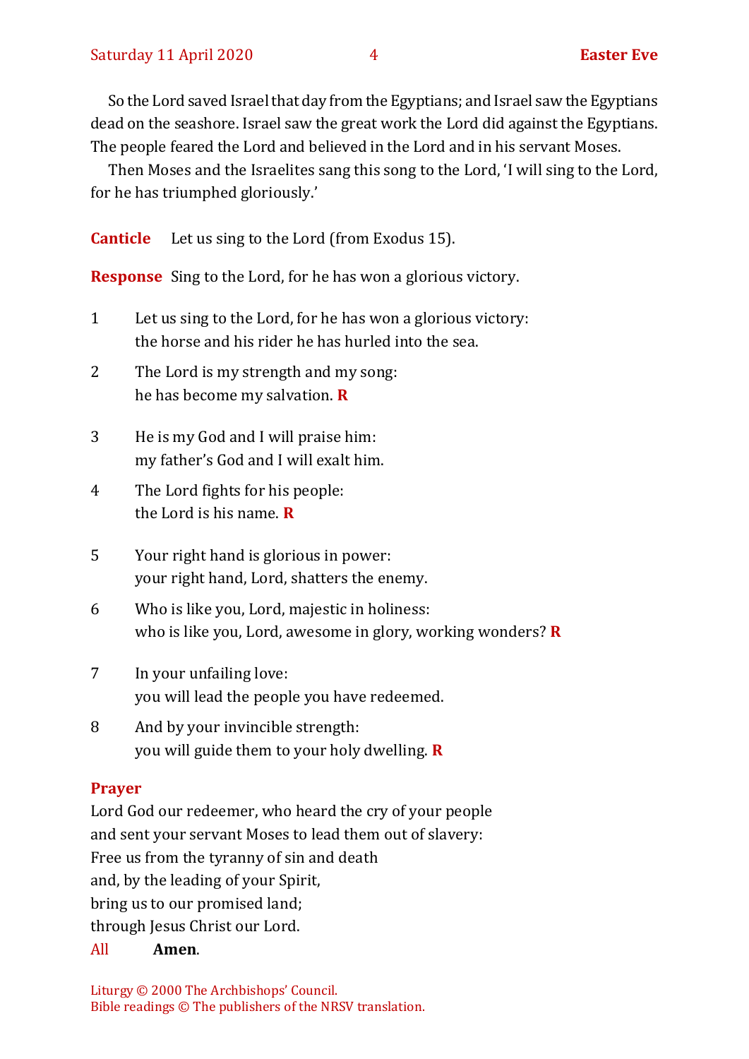So the Lord saved Israel that day from the Egyptians; and Israel saw the Egyptians dead on the seashore. Israel saw the great work the Lord did against the Egyptians. The people feared the Lord and believed in the Lord and in his servant Moses.

Then Moses and the Israelites sang this song to the Lord, 'I will sing to the Lord, for he has triumphed gloriously.'

**Canticle** Let us sing to the Lord (from Exodus 15).

**Response** Sing to the Lord, for he has won a glorious victory.

1 Let us sing to the Lord, for he has won a glorious victory:
the horse and his rider he has hurled into the sea.

2 The Lord is my strength and my song:
he has become my salvation. **R**

3 He is my God and I will praise him:
my father's God and I will exalt him.

4 The Lord fights for his people:
the Lord is his name. **R**

5 Your right hand is glorious in power:
your right hand, Lord, shatters the enemy.

6 Who is like you, Lord, majestic in holiness:
who is like you, Lord, awesome in glory, working wonders? **R**

7 In your unfailing love:
you will lead the people you have redeemed.

8 And by your invincible strength:
you will guide them to your holy dwelling. **R**

**Prayer**

Lord God our redeemer, who heard the cry of your people
and sent your servant Moses to lead them out of slavery:
Free us from the tyranny of sin and death
and, by the leading of your Spirit,
bring us to our promised land;
through Jesus Christ our Lord.

All **Amen**.

Liturgy © 2000 The Archbishops' Council.
Bible readings © The publishers of the NRSV translation.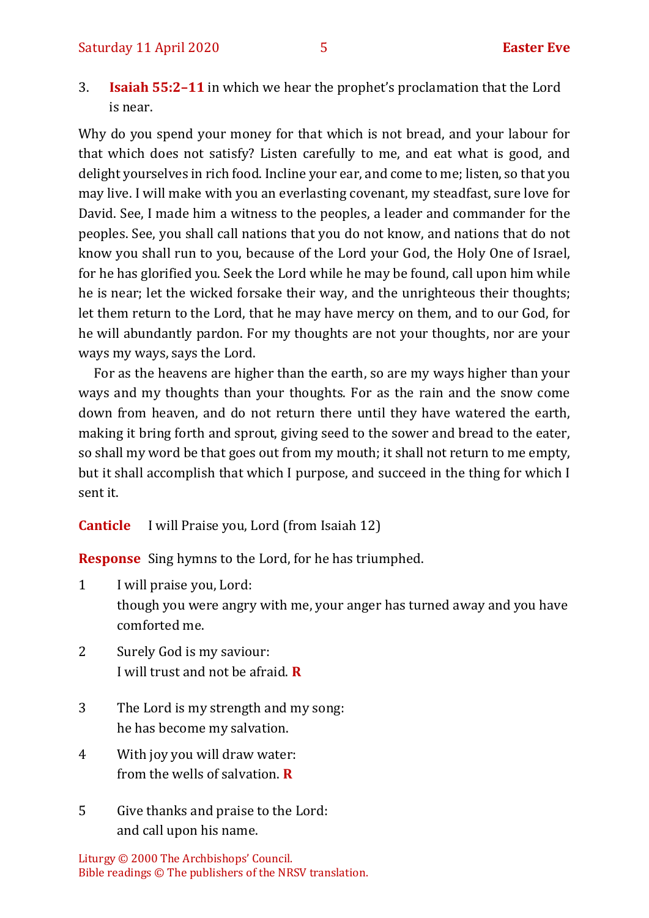3. **Isaiah 55:2–11** in which we hear the prophet's proclamation that the Lord is near.

Why do you spend your money for that which is not bread, and your labour for that which does not satisfy? Listen carefully to me, and eat what is good, and delight yourselves in rich food. Incline your ear, and come to me; listen, so that you may live. I will make with you an everlasting covenant, my steadfast, sure love for David. See, I made him a witness to the peoples, a leader and commander for the peoples. See, you shall call nations that you do not know, and nations that do not know you shall run to you, because of the Lord your God, the Holy One of Israel, for he has glorified you. Seek the Lord while he may be found, call upon him while he is near; let the wicked forsake their way, and the unrighteous their thoughts; let them return to the Lord, that he may have mercy on them, and to our God, for he will abundantly pardon. For my thoughts are not your thoughts, nor are your ways my ways, says the Lord.

For as the heavens are higher than the earth, so are my ways higher than your ways and my thoughts than your thoughts. For as the rain and the snow come down from heaven, and do not return there until they have watered the earth, making it bring forth and sprout, giving seed to the sower and bread to the eater, so shall my word be that goes out from my mouth; it shall not return to me empty, but it shall accomplish that which I purpose, and succeed in the thing for which I sent it.

**Canticle** I will Praise you, Lord (from Isaiah 12)

**Response** Sing hymns to the Lord, for he has triumphed.

1 I will praise you, Lord:
though you were angry with me, your anger has turned away and you have comforted me.

2 Surely God is my saviour:
I will trust and not be afraid. **R**

3 The Lord is my strength and my song:
he has become my salvation.

4 With joy you will draw water:
from the wells of salvation. **R**

5 Give thanks and praise to the Lord:
and call upon his name.

Liturgy © 2000 The Archbishops' Council.
Bible readings © The publishers of the NRSV translation.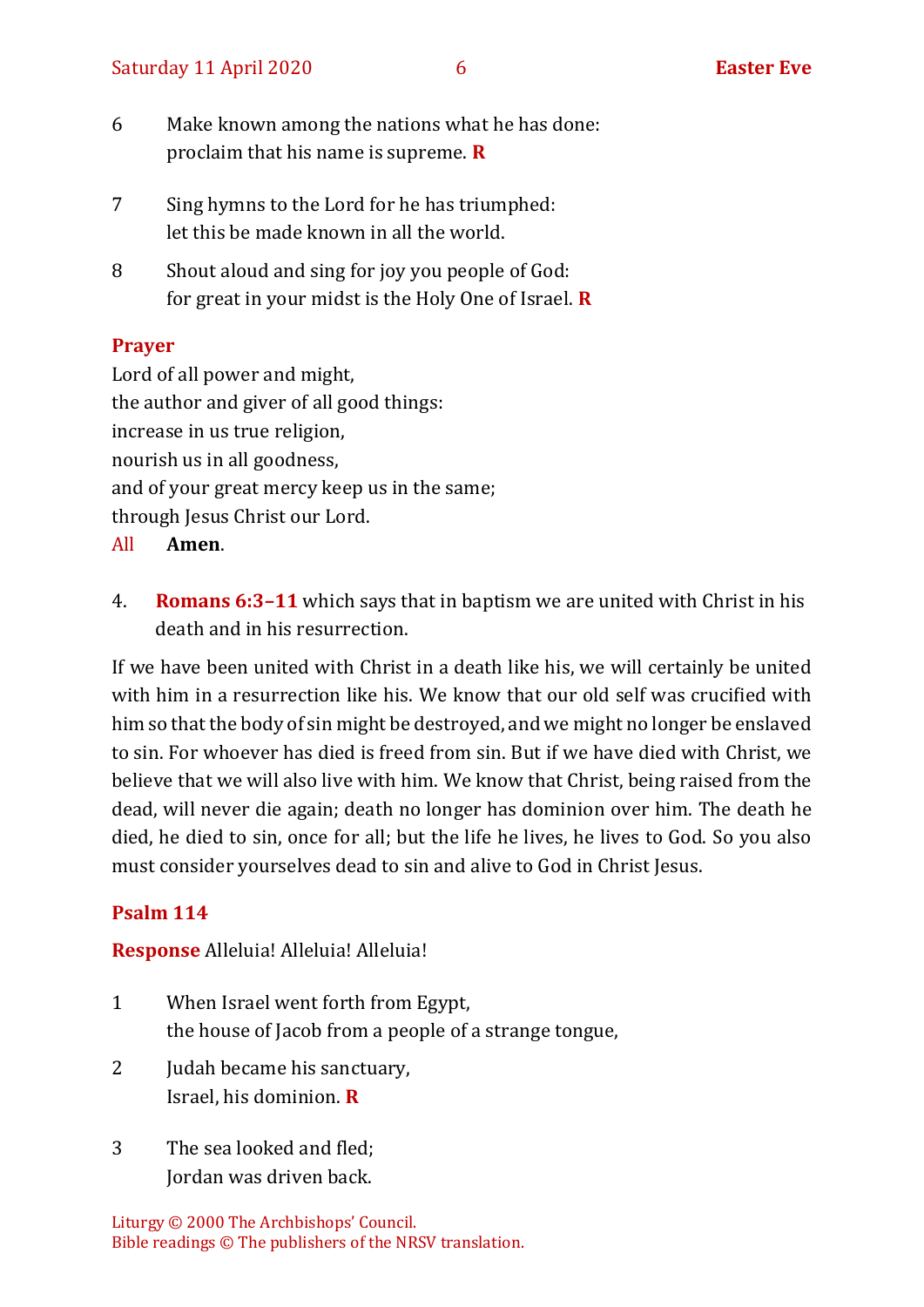6 Make known among the nations what he has done:
proclaim that his name is supreme. **R**

7 Sing hymns to the Lord for he has triumphed:
let this be made known in all the world.

8 Shout aloud and sing for joy you people of God:
for great in your midst is the Holy One of Israel. **R**

**Prayer**

Lord of all power and might,
the author and giver of all good things:
increase in us true religion,
nourish us in all goodness,
and of your great mercy keep us in the same;
through Jesus Christ our Lord.
All **Amen**.

4. **Romans 6:3–11** which says that in baptism we are united with Christ in his death and in his resurrection.

If we have been united with Christ in a death like his, we will certainly be united with him in a resurrection like his. We know that our old self was crucified with him so that the body of sin might be destroyed, and we might no longer be enslaved to sin. For whoever has died is freed from sin. But if we have died with Christ, we believe that we will also live with him. We know that Christ, being raised from the dead, will never die again; death no longer has dominion over him. The death he died, he died to sin, once for all; but the life he lives, he lives to God. So you also must consider yourselves dead to sin and alive to God in Christ Jesus.

## Psalm 114

**Response** Alleluia! Alleluia! Alleluia!

1 When Israel went forth from Egypt,
the house of Jacob from a people of a strange tongue,

2 Judah became his sanctuary,
Israel, his dominion. **R**

3 The sea looked and fled;
Jordan was driven back.

Liturgy © 2000 The Archbishops' Council.
Bible readings © The publishers of the NRSV translation.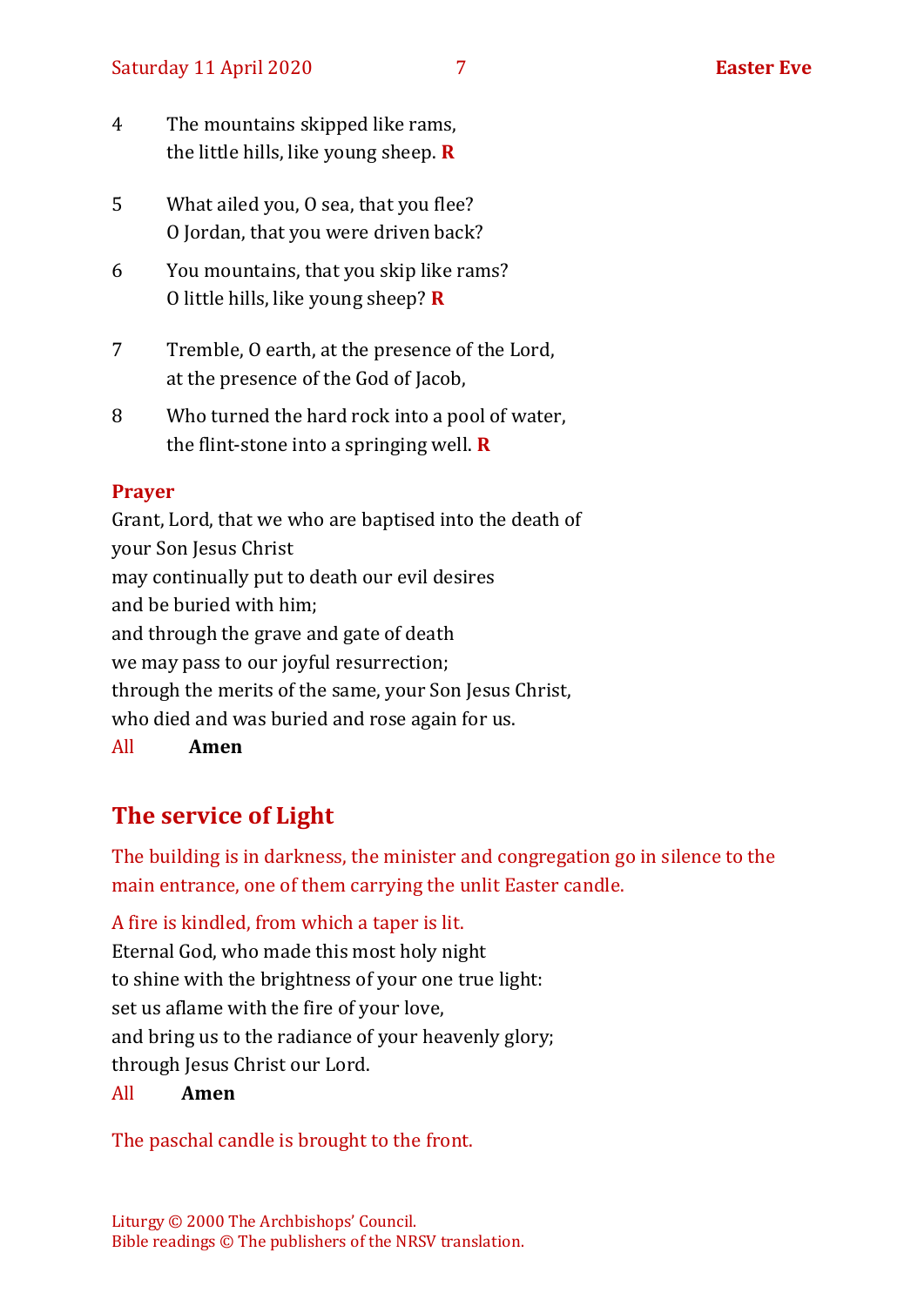4 The mountains skipped like rams,
the little hills, like young sheep. **R**

5 What ailed you, O sea, that you flee?
O Jordan, that you were driven back?

6 You mountains, that you skip like rams?
O little hills, like young sheep? **R**

7 Tremble, O earth, at the presence of the Lord,
at the presence of the God of Jacob,

8 Who turned the hard rock into a pool of water,
the flint-stone into a springing well. **R**

**Prayer**

Grant, Lord, that we who are baptised into the death of
your Son Jesus Christ
may continually put to death our evil desires
and be buried with him;
and through the grave and gate of death
we may pass to our joyful resurrection;
through the merits of the same, your Son Jesus Christ,
who died and was buried and rose again for us.

All **Amen**

## The service of Light

The building is in darkness, the minister and congregation go in silence to the main entrance, one of them carrying the unlit Easter candle.

A fire is kindled, from which a taper is lit.

Eternal God, who made this most holy night
to shine with the brightness of your one true light:
set us aflame with the fire of your love,
and bring us to the radiance of your heavenly glory;
through Jesus Christ our Lord.

All **Amen**

The paschal candle is brought to the front.

Liturgy © 2000 The Archbishops' Council.
Bible readings © The publishers of the NRSV translation.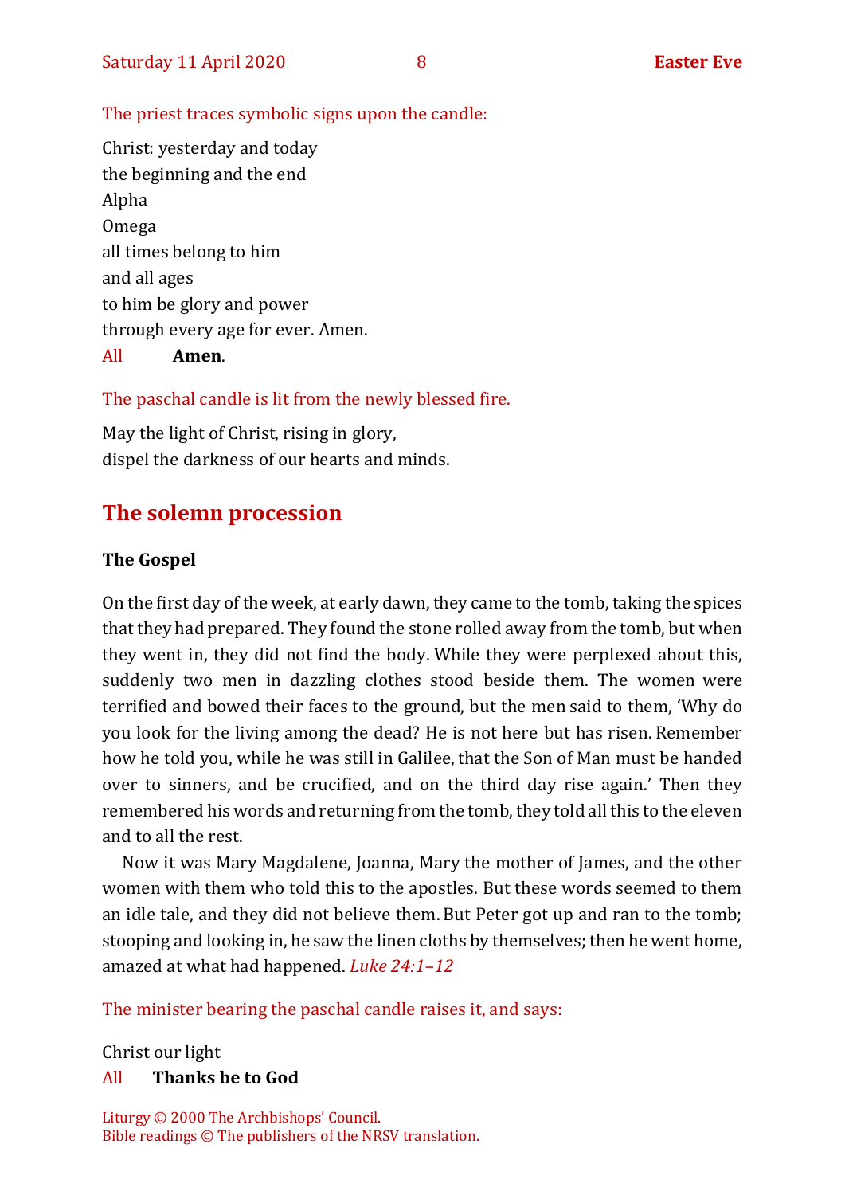The priest traces symbolic signs upon the candle:

Christ: yesterday and today
the beginning and the end
Alpha
Omega
all times belong to him
and all ages
to him be glory and power
through every age for ever. Amen.

All **Amen**.

The paschal candle is lit from the newly blessed fire.

May the light of Christ, rising in glory,
dispel the darkness of our hearts and minds.

## The solemn procession

**The Gospel**

On the first day of the week, at early dawn, they came to the tomb, taking the spices that they had prepared. They found the stone rolled away from the tomb, but when they went in, they did not find the body. While they were perplexed about this, suddenly two men in dazzling clothes stood beside them. The women were terrified and bowed their faces to the ground, but the men said to them, 'Why do you look for the living among the dead? He is not here but has risen. Remember how he told you, while he was still in Galilee, that the Son of Man must be handed over to sinners, and be crucified, and on the third day rise again.' Then they remembered his words and returning from the tomb, they told all this to the eleven and to all the rest.

Now it was Mary Magdalene, Joanna, Mary the mother of James, and the other women with them who told this to the apostles. But these words seemed to them an idle tale, and they did not believe them. But Peter got up and ran to the tomb; stooping and looking in, he saw the linen cloths by themselves; then he went home, amazed at what had happened. *Luke 24:1–12*

The minister bearing the paschal candle raises it, and says:

Christ our light

All **Thanks be to God**

Liturgy © 2000 The Archbishops' Council.
Bible readings © The publishers of the NRSV translation.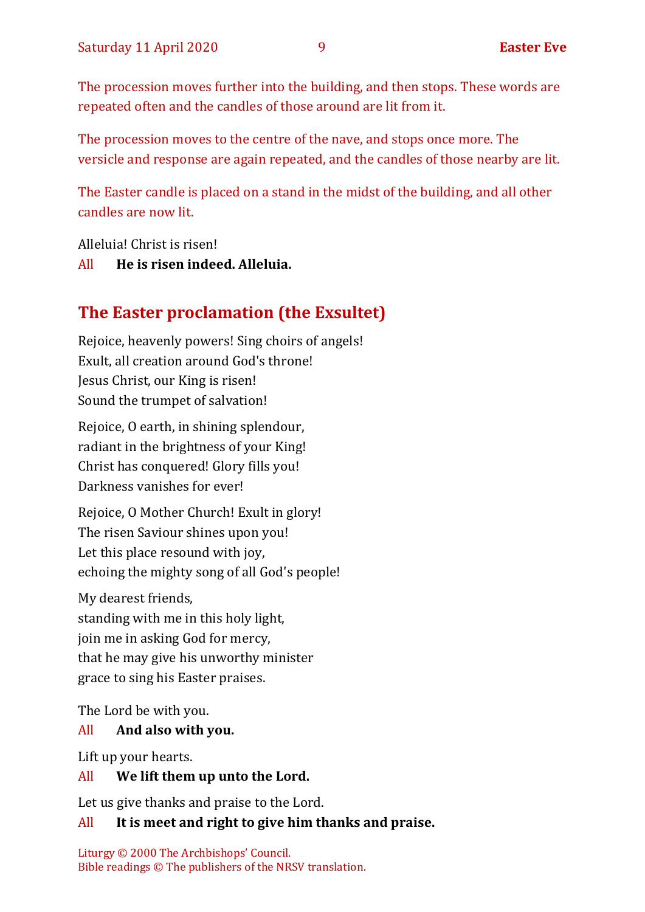The procession moves further into the building, and then stops. These words are repeated often and the candles of those around are lit from it.

The procession moves to the centre of the nave, and stops once more. The versicle and response are again repeated, and the candles of those nearby are lit.

The Easter candle is placed on a stand in the midst of the building, and all other candles are now lit.

Alleluia! Christ is risen!
All **He is risen indeed. Alleluia.**

## The Easter proclamation (the Exsultet)

Rejoice, heavenly powers! Sing choirs of angels!
Exult, all creation around God's throne!
Jesus Christ, our King is risen!
Sound the trumpet of salvation!

Rejoice, O earth, in shining splendour,
radiant in the brightness of your King!
Christ has conquered! Glory fills you!
Darkness vanishes for ever!

Rejoice, O Mother Church! Exult in glory!
The risen Saviour shines upon you!
Let this place resound with joy,
echoing the mighty song of all God's people!

My dearest friends,
standing with me in this holy light,
join me in asking God for mercy,
that he may give his unworthy minister
grace to sing his Easter praises.

The Lord be with you.
All **And also with you.**

Lift up your hearts.
All **We lift them up unto the Lord.**

Let us give thanks and praise to the Lord.
All **It is meet and right to give him thanks and praise.**

Liturgy © 2000 The Archbishops' Council.
Bible readings © The publishers of the NRSV translation.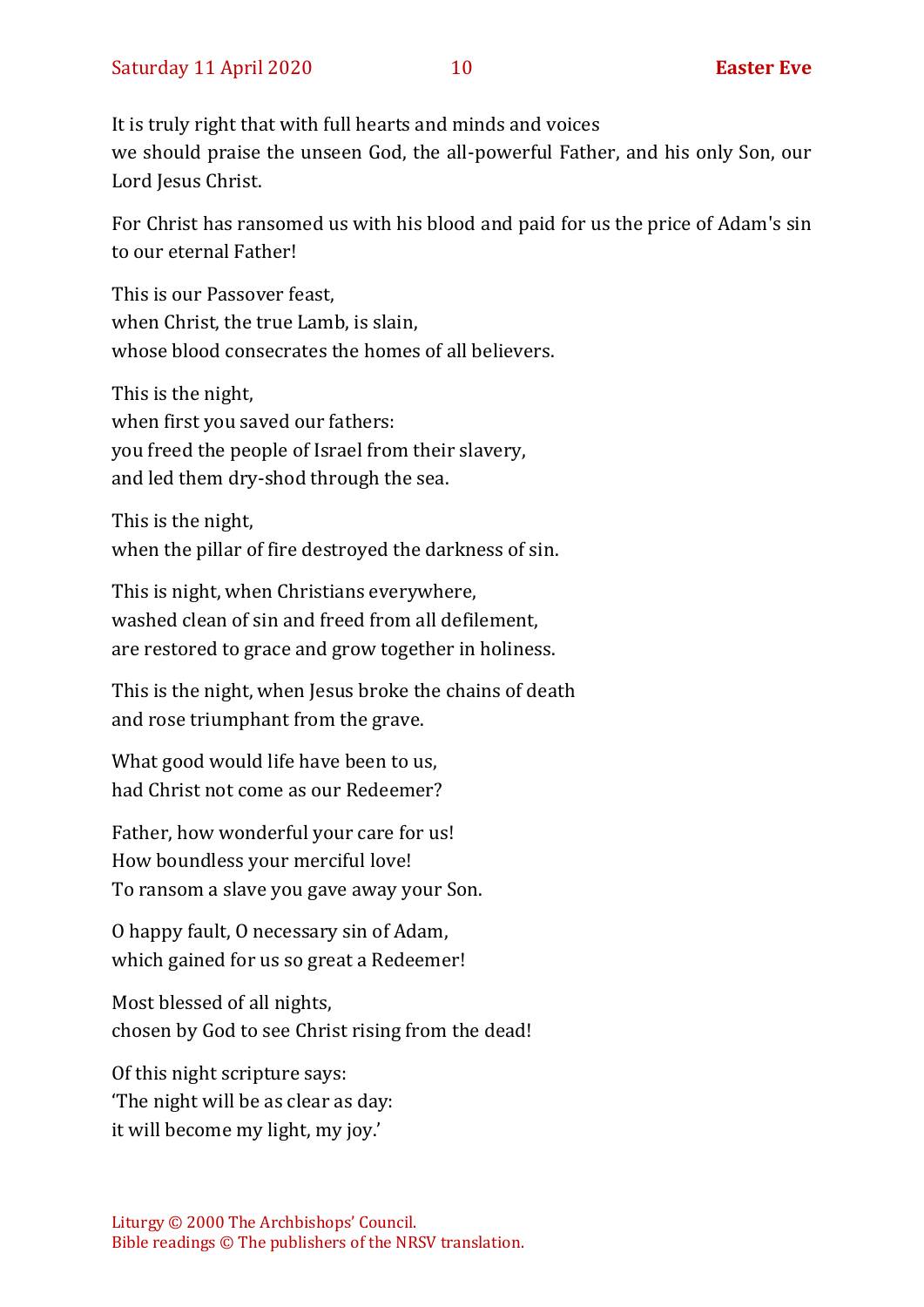It is truly right that with full hearts and minds and voices
we should praise the unseen God, the all-powerful Father, and his only Son, our Lord Jesus Christ.

For Christ has ransomed us with his blood and paid for us the price of Adam's sin to our eternal Father!

This is our Passover feast,
when Christ, the true Lamb, is slain,
whose blood consecrates the homes of all believers.

This is the night,
when first you saved our fathers:
you freed the people of Israel from their slavery,
and led them dry-shod through the sea.

This is the night,
when the pillar of fire destroyed the darkness of sin.

This is night, when Christians everywhere,
washed clean of sin and freed from all defilement,
are restored to grace and grow together in holiness.

This is the night, when Jesus broke the chains of death
and rose triumphant from the grave.

What good would life have been to us,
had Christ not come as our Redeemer?

Father, how wonderful your care for us!
How boundless your merciful love!
To ransom a slave you gave away your Son.

O happy fault, O necessary sin of Adam,
which gained for us so great a Redeemer!

Most blessed of all nights,
chosen by God to see Christ rising from the dead!

Of this night scripture says:
'The night will be as clear as day:
it will become my light, my joy.'

Liturgy © 2000 The Archbishops' Council.
Bible readings © The publishers of the NRSV translation.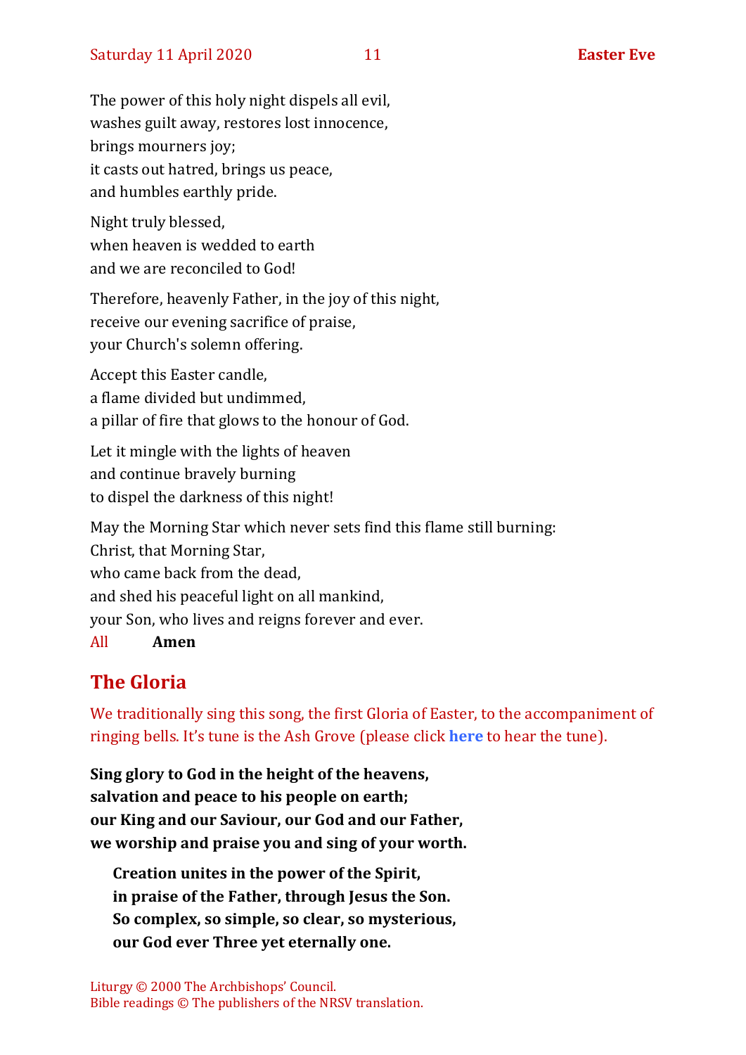The power of this holy night dispels all evil,
washes guilt away, restores lost innocence,
brings mourners joy;
it casts out hatred, brings us peace,
and humbles earthly pride.

Night truly blessed,
when heaven is wedded to earth
and we are reconciled to God!

Therefore, heavenly Father, in the joy of this night,
receive our evening sacrifice of praise,
your Church's solemn offering.

Accept this Easter candle,
a flame divided but undimmed,
a pillar of fire that glows to the honour of God.

Let it mingle with the lights of heaven
and continue bravely burning
to dispel the darkness of this night!

May the Morning Star which never sets find this flame still burning:
Christ, that Morning Star,
who came back from the dead,
and shed his peaceful light on all mankind,
your Son, who lives and reigns forever and ever.
All **Amen**

## The Gloria

We traditionally sing this song, the first Gloria of Easter, to the accompaniment of ringing bells. It's tune is the Ash Grove (please click **here** to hear the tune).

**Sing glory to God in the height of the heavens,
salvation and peace to his people on earth;
our King and our Saviour, our God and our Father,
we worship and praise you and sing of your worth.**

**Creation unites in the power of the Spirit,
in praise of the Father, through Jesus the Son.
So complex, so simple, so clear, so mysterious,
our God ever Three yet eternally one.**

Liturgy © 2000 The Archbishops' Council.
Bible readings © The publishers of the NRSV translation.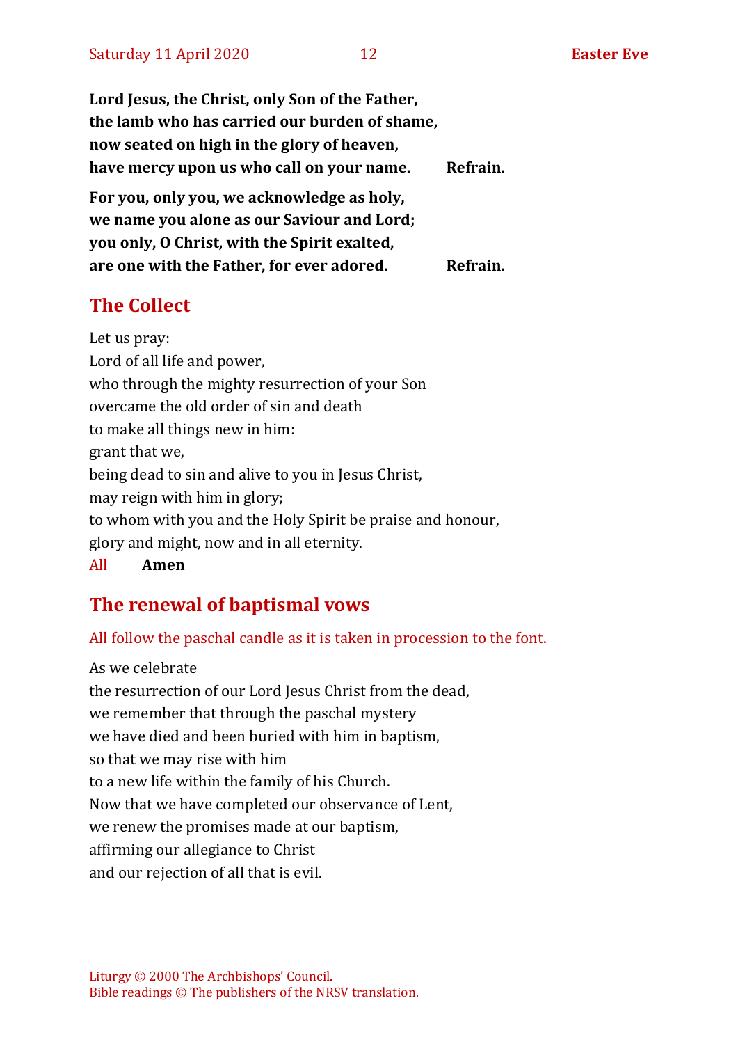**Lord Jesus, the Christ, only Son of the Father,**
**the lamb who has carried our burden of shame,**
**now seated on high in the glory of heaven,**
**have mercy upon us who call on your name.** **Refrain.**

**For you, only you, we acknowledge as holy,**
**we name you alone as our Saviour and Lord;**
**you only, O Christ, with the Spirit exalted,**
**are one with the Father, for ever adored.** **Refrain.**

## The Collect

Let us pray:
Lord of all life and power,
who through the mighty resurrection of your Son
overcame the old order of sin and death
to make all things new in him:
grant that we,
being dead to sin and alive to you in Jesus Christ,
may reign with him in glory;
to whom with you and the Holy Spirit be praise and honour,
glory and might, now and in all eternity.

All **Amen**

## The renewal of baptismal vows

All follow the paschal candle as it is taken in procession to the font.

As we celebrate
the resurrection of our Lord Jesus Christ from the dead,
we remember that through the paschal mystery
we have died and been buried with him in baptism,
so that we may rise with him
to a new life within the family of his Church.
Now that we have completed our observance of Lent,
we renew the promises made at our baptism,
affirming our allegiance to Christ
and our rejection of all that is evil.

Liturgy © 2000 The Archbishops' Council.
Bible readings © The publishers of the NRSV translation.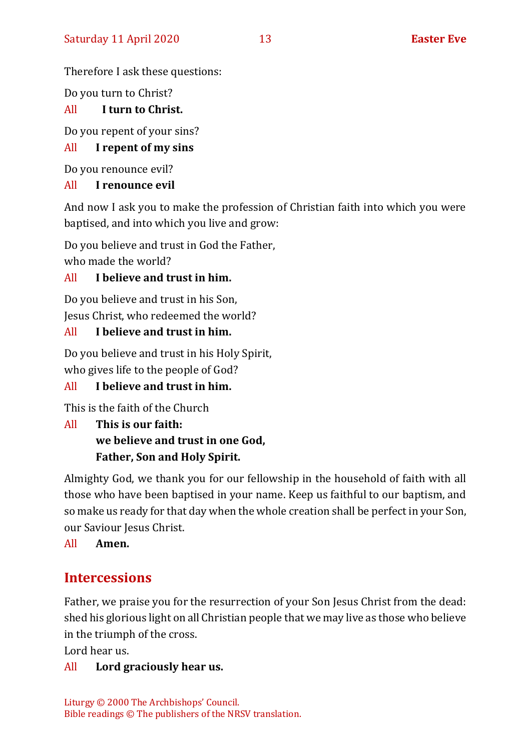Therefore I ask these questions:

Do you turn to Christ?

All **I turn to Christ.**

Do you repent of your sins?

All **I repent of my sins**

Do you renounce evil?

All **I renounce evil**

And now I ask you to make the profession of Christian faith into which you were baptised, and into which you live and grow:

Do you believe and trust in God the Father,
who made the world?

All **I believe and trust in him.**

Do you believe and trust in his Son,
Jesus Christ, who redeemed the world?

All **I believe and trust in him.**

Do you believe and trust in his Holy Spirit,
who gives life to the people of God?

All **I believe and trust in him.**

This is the faith of the Church

All **This is our faith:**
**we believe and trust in one God,**
**Father, Son and Holy Spirit.**

Almighty God, we thank you for our fellowship in the household of faith with all those who have been baptised in your name. Keep us faithful to our baptism, and so make us ready for that day when the whole creation shall be perfect in your Son, our Saviour Jesus Christ.

All **Amen.**

## Intercessions

Father, we praise you for the resurrection of your Son Jesus Christ from the dead: shed his glorious light on all Christian people that we may live as those who believe in the triumph of the cross.
Lord hear us.

All **Lord graciously hear us.**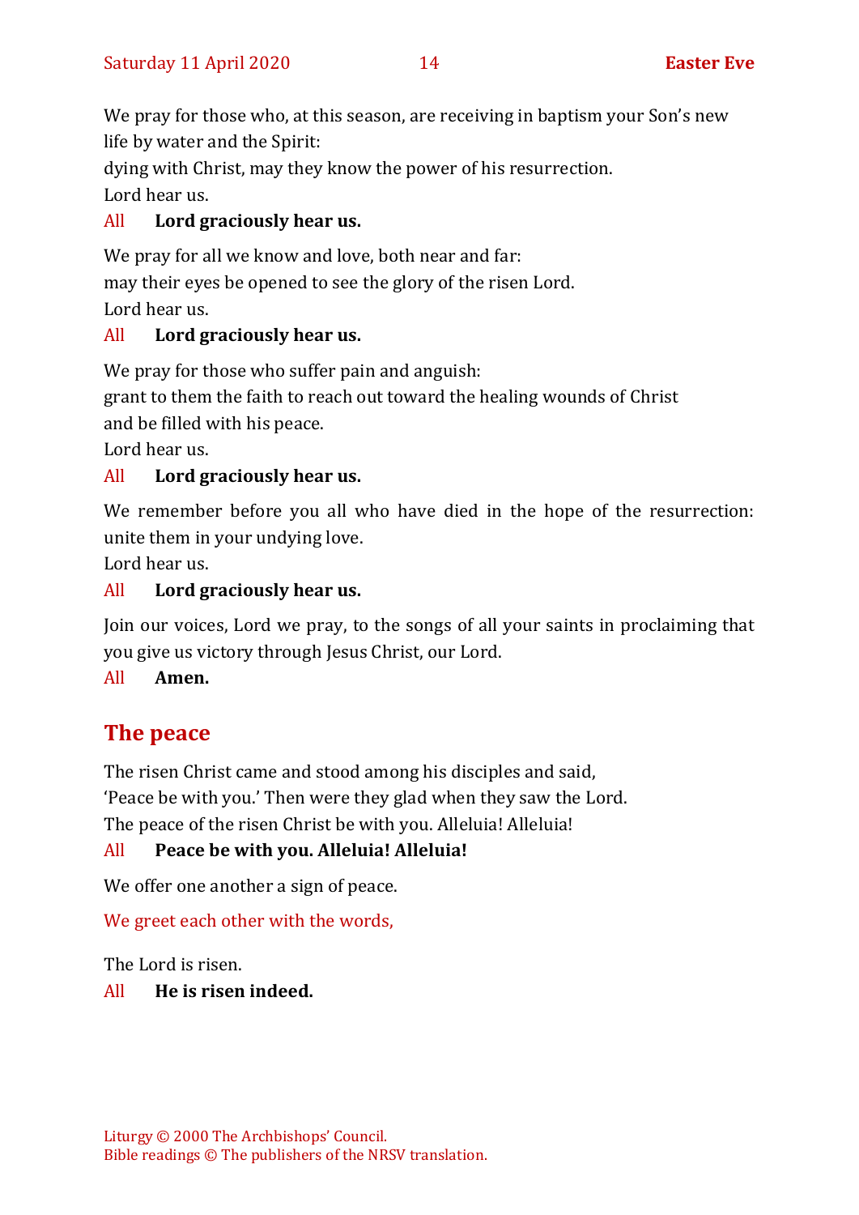We pray for those who, at this season, are receiving in baptism your Son's new life by water and the Spirit:
dying with Christ, may they know the power of his resurrection.
Lord hear us.

All **Lord graciously hear us.**

We pray for all we know and love, both near and far:
may their eyes be opened to see the glory of the risen Lord.
Lord hear us.

All **Lord graciously hear us.**

We pray for those who suffer pain and anguish:
grant to them the faith to reach out toward the healing wounds of Christ
and be filled with his peace.
Lord hear us.

All **Lord graciously hear us.**

We remember before you all who have died in the hope of the resurrection: unite them in your undying love.
Lord hear us.

All **Lord graciously hear us.**

Join our voices, Lord we pray, to the songs of all your saints in proclaiming that you give us victory through Jesus Christ, our Lord.

All **Amen.**

## The peace

The risen Christ came and stood among his disciples and said,
'Peace be with you.' Then were they glad when they saw the Lord.
The peace of the risen Christ be with you. Alleluia! Alleluia!

All **Peace be with you. Alleluia! Alleluia!**

We offer one another a sign of peace.

We greet each other with the words,

The Lord is risen.

All **He is risen indeed.**

Liturgy © 2000 The Archbishops' Council.
Bible readings © The publishers of the NRSV translation.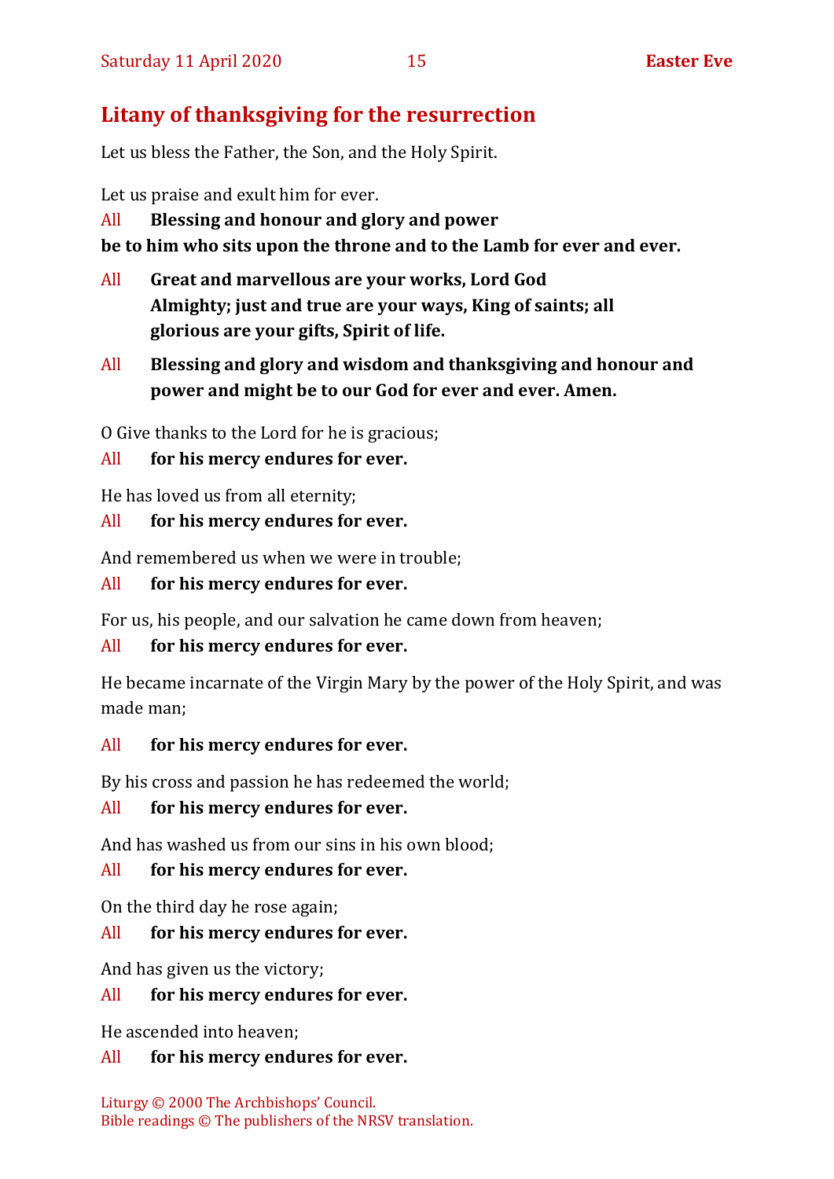## Litany of thanksgiving for the resurrection

Let us bless the Father, the Son, and the Holy Spirit.

Let us praise and exult him for ever.

All **Blessing and honour and glory and power be to him who sits upon the throne and to the Lamb for ever and ever.**

All **Great and marvellous are your works, Lord God Almighty; just and true are your ways, King of saints; all glorious are your gifts, Spirit of life.**

All **Blessing and glory and wisdom and thanksgiving and honour and power and might be to our God for ever and ever. Amen.**

O Give thanks to the Lord for he is gracious;

All **for his mercy endures for ever.**

He has loved us from all eternity;

All **for his mercy endures for ever.**

And remembered us when we were in trouble;

All **for his mercy endures for ever.**

For us, his people, and our salvation he came down from heaven;

All **for his mercy endures for ever.**

He became incarnate of the Virgin Mary by the power of the Holy Spirit, and was made man;

All **for his mercy endures for ever.**

By his cross and passion he has redeemed the world;

All **for his mercy endures for ever.**

And has washed us from our sins in his own blood;

All **for his mercy endures for ever.**

On the third day he rose again;

All **for his mercy endures for ever.**

And has given us the victory;

All **for his mercy endures for ever.**

He ascended into heaven;

All **for his mercy endures for ever.**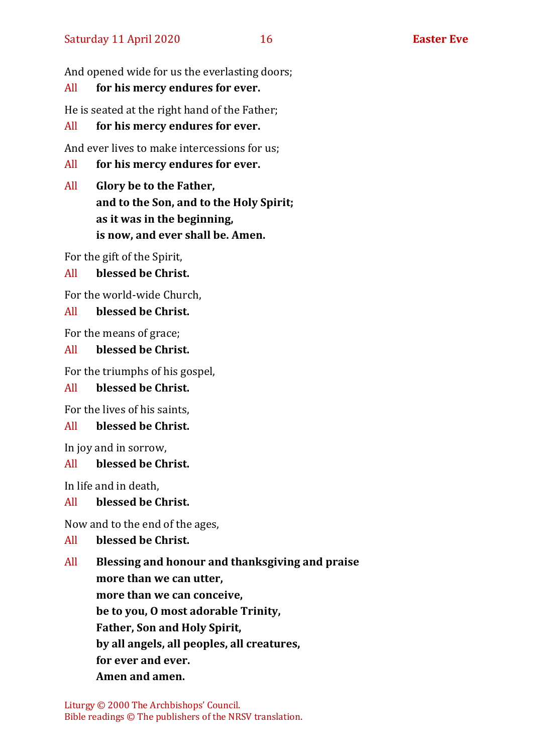And opened wide for us the everlasting doors;

All **for his mercy endures for ever.**

He is seated at the right hand of the Father;

All **for his mercy endures for ever.**

And ever lives to make intercessions for us;

All **for his mercy endures for ever.**

All **Glory be to the Father,**
**and to the Son, and to the Holy Spirit;**
**as it was in the beginning,**
**is now, and ever shall be. Amen.**

For the gift of the Spirit,

All **blessed be Christ.**

For the world-wide Church,

All **blessed be Christ.**

For the means of grace;

All **blessed be Christ.**

For the triumphs of his gospel,

All **blessed be Christ.**

For the lives of his saints,

All **blessed be Christ.**

In joy and in sorrow,

All **blessed be Christ.**

In life and in death,

All **blessed be Christ.**

Now and to the end of the ages,

All **blessed be Christ.**

All **Blessing and honour and thanksgiving and praise**
**more than we can utter,**
**more than we can conceive,**
**be to you, O most adorable Trinity,**
**Father, Son and Holy Spirit,**
**by all angels, all peoples, all creatures,**
**for ever and ever.**
**Amen and amen.**

Liturgy © 2000 The Archbishops' Council.
Bible readings © The publishers of the NRSV translation.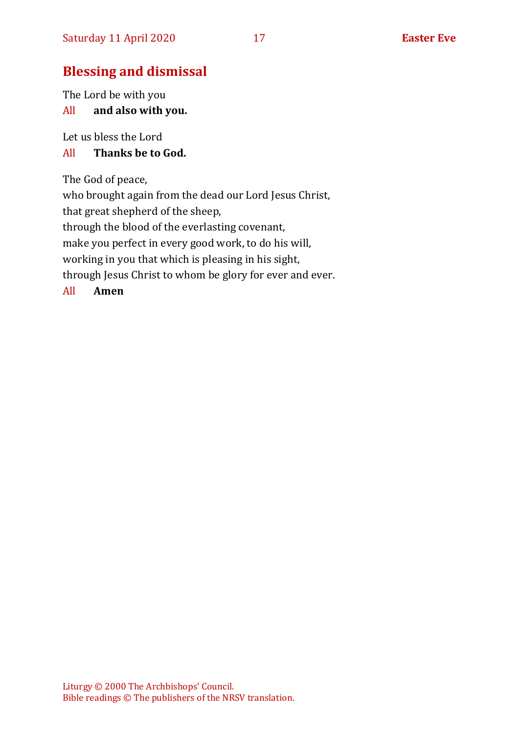## Blessing and dismissal

The Lord be with you

All **and also with you.**

Let us bless the Lord

All **Thanks be to God.**

The God of peace,
who brought again from the dead our Lord Jesus Christ,
that great shepherd of the sheep,
through the blood of the everlasting covenant,
make you perfect in every good work, to do his will,
working in you that which is pleasing in his sight,
through Jesus Christ to whom be glory for ever and ever.

All **Amen**

Liturgy © 2000 The Archbishops' Council.
Bible readings © The publishers of the NRSV translation.